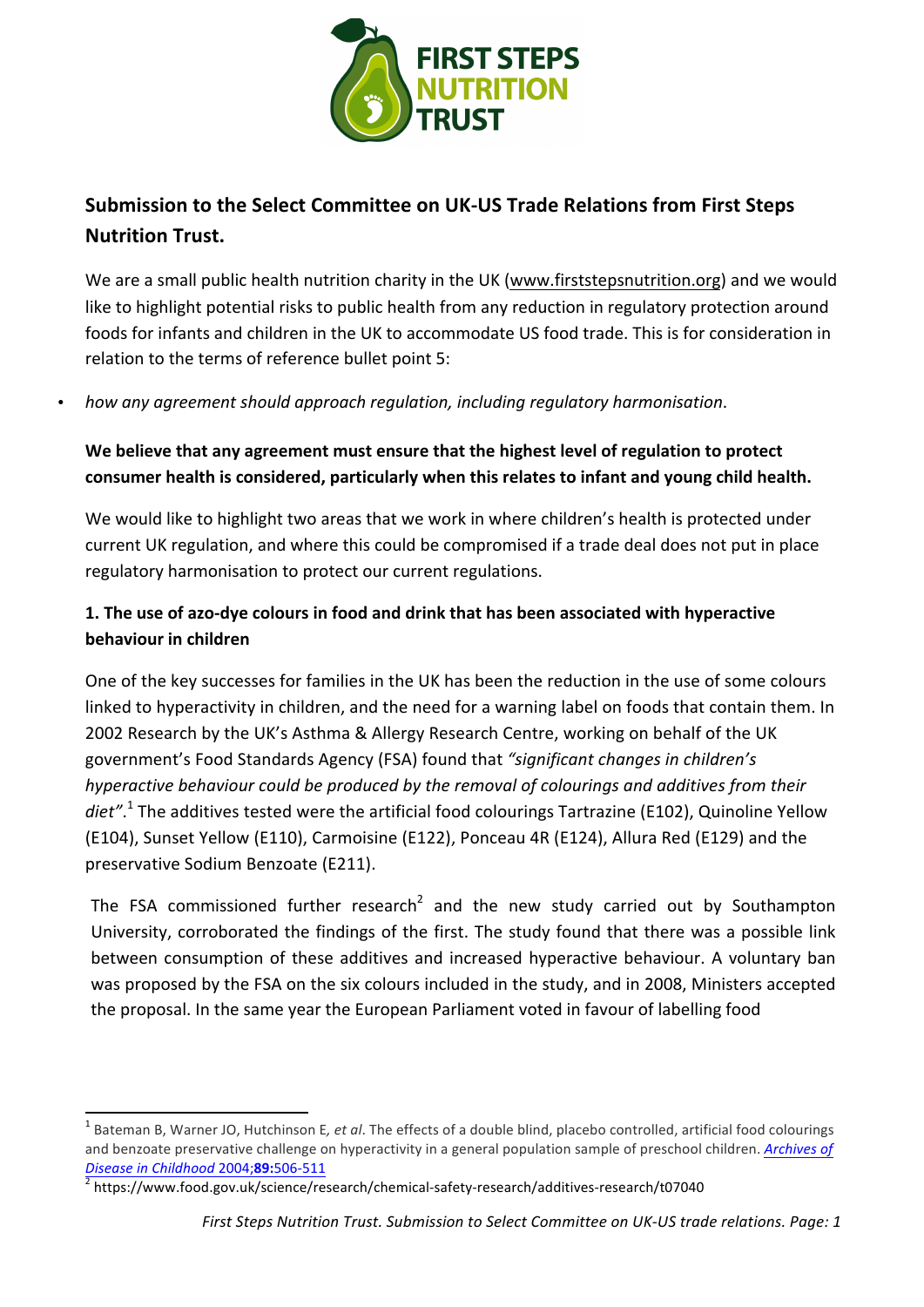FIRST STEPS NUTRITION TRUST

## Submission to the Select Committee on UK-US Trade Relations from First Steps Nutrition Trust.

We are a small public health nutrition charity in the UK (www.firststepsnutrition.org) and we would like to highlight potential risks to public health from any reduction in regulatory protection around foods for infants and children in the UK to accommodate US food trade. This is for consideration in relation to the terms of reference bullet point 5:

- *how any agreement should approach regulation, including regulatory harmonisation.*

**We believe that any agreement must ensure that the highest level of regulation to protect consumer health is considered, particularly when this relates to infant and young child health.**

We would like to highlight two areas that we work in where children's health is protected under current UK regulation, and where this could be compromised if a trade deal does not put in place regulatory harmonisation to protect our current regulations.

### 1. The use of azo-dye colours in food and drink that has been associated with hyperactive behaviour in children

One of the key successes for families in the UK has been the reduction in the use of some colours linked to hyperactivity in children, and the need for a warning label on foods that contain them. In 2002 Research by the UK's Asthma & Allergy Research Centre, working on behalf of the UK government's Food Standards Agency (FSA) found that *"significant changes in children's hyperactive behaviour could be produced by the removal of colourings and additives from their diet"*.[1] The additives tested were the artificial food colourings Tartrazine (E102), Quinoline Yellow (E104), Sunset Yellow (E110), Carmoisine (E122), Ponceau 4R (E124), Allura Red (E129) and the preservative Sodium Benzoate (E211).

The FSA commissioned further research[2] and the new study carried out by Southampton University, corroborated the findings of the first. The study found that there was a possible link between consumption of these additives and increased hyperactive behaviour. A voluntary ban was proposed by the FSA on the six colours included in the study, and in 2008, Ministers accepted the proposal. In the same year the European Parliament voted in favour of labelling food

---

[1] Bateman B, Warner JO, Hutchinson E, *et al*. The effects of a double blind, placebo controlled, artificial food colourings and benzoate preservative challenge on hyperactivity in a general population sample of preschool children. *Archives of Disease in Childhood* 2004;**89:**506-511

[2] https://www.food.gov.uk/science/research/chemical-safety-research/additives-research/t07040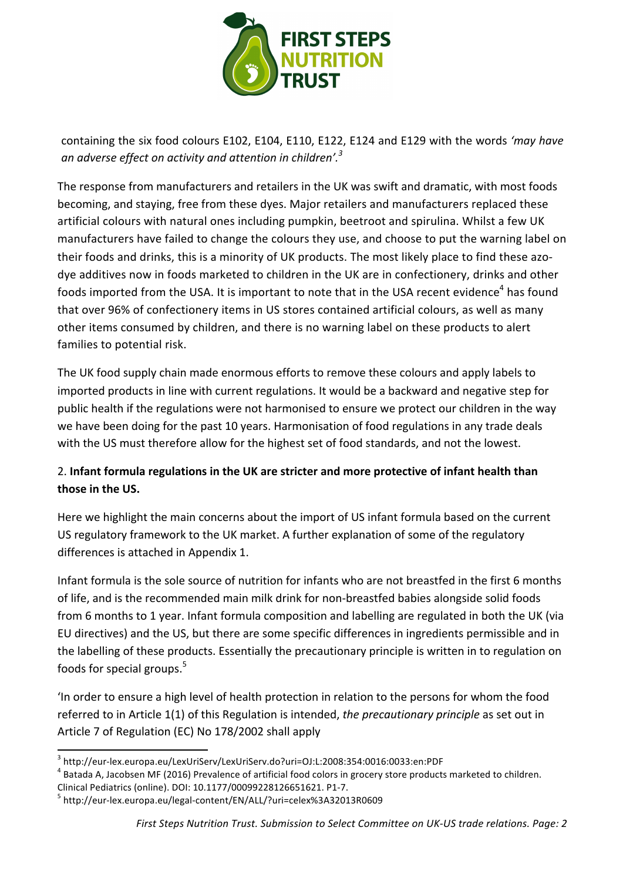containing the six food colours E102, E104, E110, E122, E124 and E129 with the words *'may have an adverse effect on activity and attention in children'.*[3]

The response from manufacturers and retailers in the UK was swift and dramatic, with most foods becoming, and staying, free from these dyes. Major retailers and manufacturers replaced these artificial colours with natural ones including pumpkin, beetroot and spirulina. Whilst a few UK manufacturers have failed to change the colours they use, and choose to put the warning label on their foods and drinks, this is a minority of UK products. The most likely place to find these azo-dye additives now in foods marketed to children in the UK are in confectionery, drinks and other foods imported from the USA. It is important to note that in the USA recent evidence[4] has found that over 96% of confectionery items in US stores contained artificial colours, as well as many other items consumed by children, and there is no warning label on these products to alert families to potential risk.

The UK food supply chain made enormous efforts to remove these colours and apply labels to imported products in line with current regulations. It would be a backward and negative step for public health if the regulations were not harmonised to ensure we protect our children in the way we have been doing for the past 10 years. Harmonisation of food regulations in any trade deals with the US must therefore allow for the highest set of food standards, and not the lowest.

2. **Infant formula regulations in the UK are stricter and more protective of infant health than those in the US.**

Here we highlight the main concerns about the import of US infant formula based on the current US regulatory framework to the UK market. A further explanation of some of the regulatory differences is attached in Appendix 1.

Infant formula is the sole source of nutrition for infants who are not breastfed in the first 6 months of life, and is the recommended main milk drink for non-breastfed babies alongside solid foods from 6 months to 1 year. Infant formula composition and labelling are regulated in both the UK (via EU directives) and the US, but there are some specific differences in ingredients permissible and in the labelling of these products. Essentially the precautionary principle is written in to regulation on foods for special groups.[5]

'In order to ensure a high level of health protection in relation to the persons for whom the food referred to in Article 1(1) of this Regulation is intended, *the precautionary principle* as set out in Article 7 of Regulation (EC) No 178/2002 shall apply

---

[3] http://eur-lex.europa.eu/LexUriServ/LexUriServ.do?uri=OJ:L:2008:354:0016:0033:en:PDF

[4] Batada A, Jacobsen MF (2016) Prevalence of artificial food colors in grocery store products marketed to children. Clinical Pediatrics (online). DOI: 10.1177/0009922812665162​1. P1-7.

[5] http://eur-lex.europa.eu/legal-content/EN/ALL/?uri=celex%3A32013R0609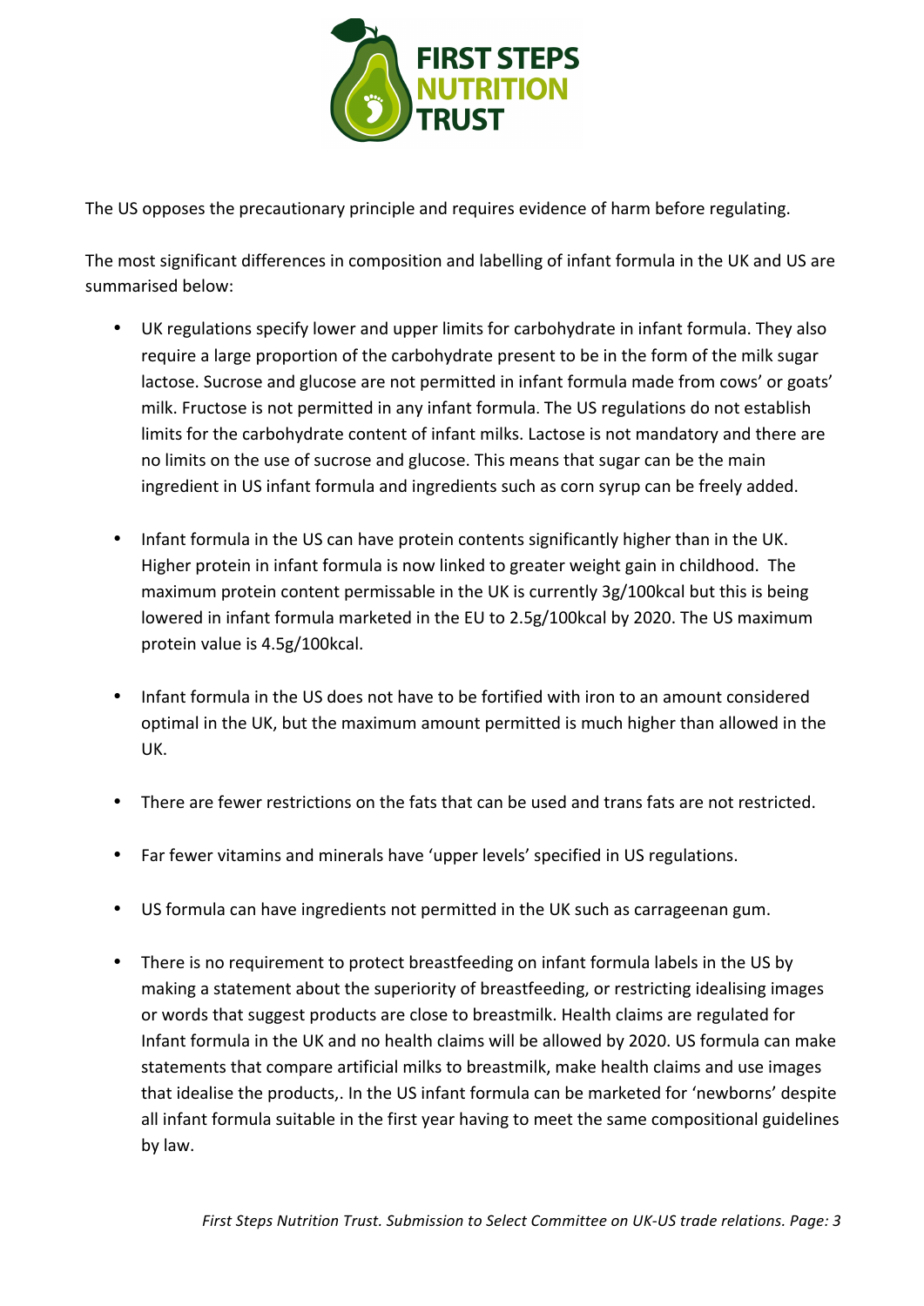The US opposes the precautionary principle and requires evidence of harm before regulating.

The most significant differences in composition and labelling of infant formula in the UK and US are summarised below:

- UK regulations specify lower and upper limits for carbohydrate in infant formula. They also require a large proportion of the carbohydrate present to be in the form of the milk sugar lactose. Sucrose and glucose are not permitted in infant formula made from cows' or goats' milk. Fructose is not permitted in any infant formula. The US regulations do not establish limits for the carbohydrate content of infant milks. Lactose is not mandatory and there are no limits on the use of sucrose and glucose. This means that sugar can be the main ingredient in US infant formula and ingredients such as corn syrup can be freely added.

- Infant formula in the US can have protein contents significantly higher than in the UK. Higher protein in infant formula is now linked to greater weight gain in childhood. The maximum protein content permissable in the UK is currently 3g/100kcal but this is being lowered in infant formula marketed in the EU to 2.5g/100kcal by 2020. The US maximum protein value is 4.5g/100kcal.

- Infant formula in the US does not have to be fortified with iron to an amount considered optimal in the UK, but the maximum amount permitted is much higher than allowed in the UK.

- There are fewer restrictions on the fats that can be used and trans fats are not restricted.

- Far fewer vitamins and minerals have 'upper levels' specified in US regulations.

- US formula can have ingredients not permitted in the UK such as carrageenan gum.

- There is no requirement to protect breastfeeding on infant formula labels in the US by making a statement about the superiority of breastfeeding, or restricting idealising images or words that suggest products are close to breastmilk. Health claims are regulated for Infant formula in the UK and no health claims will be allowed by 2020. US formula can make statements that compare artificial milks to breastmilk, make health claims and use images that idealise the products,. In the US infant formula can be marketed for 'newborns' despite all infant formula suitable in the first year having to meet the same compositional guidelines by law.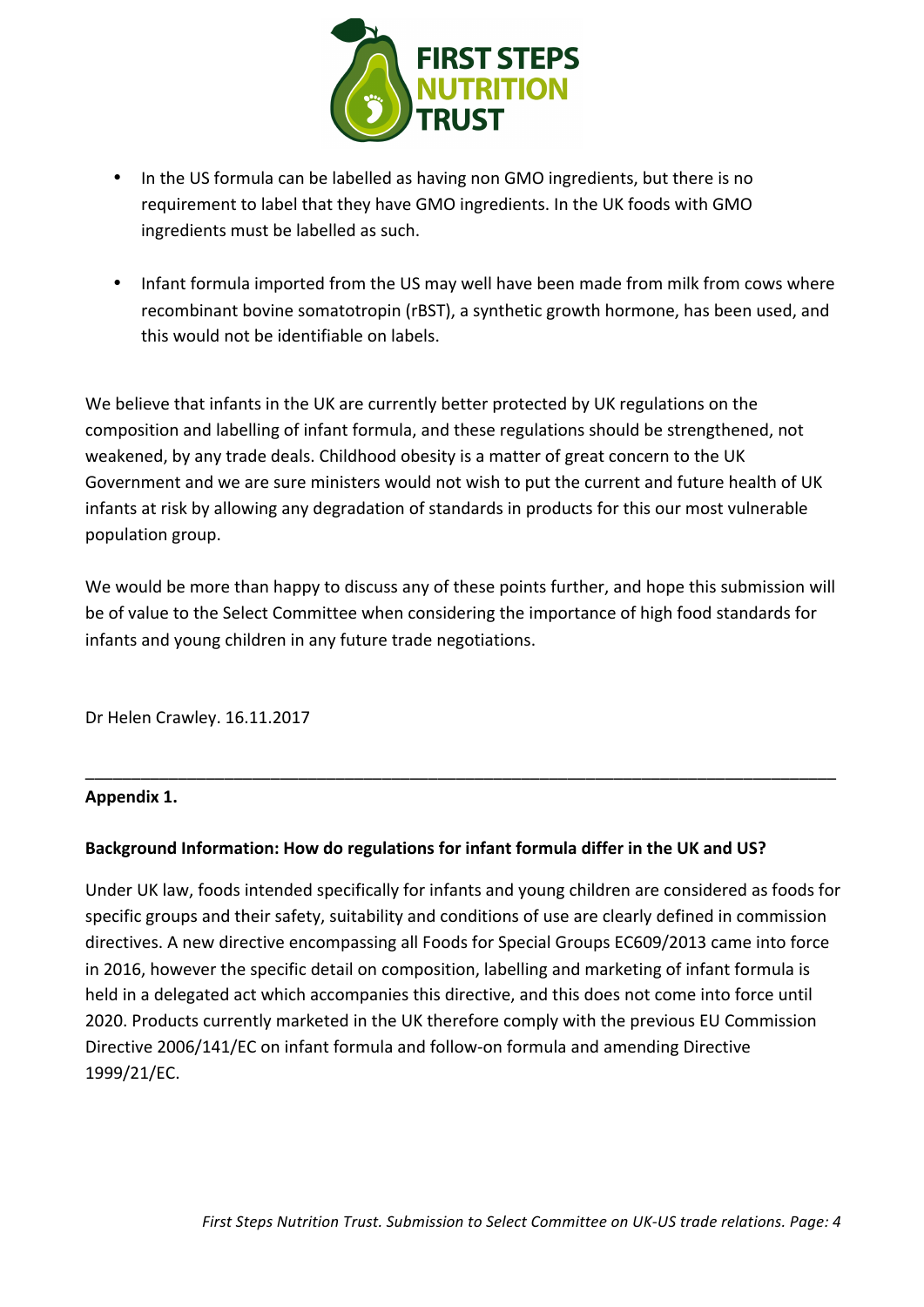- In the US formula can be labelled as having non GMO ingredients, but there is no requirement to label that they have GMO ingredients. In the UK foods with GMO ingredients must be labelled as such.

- Infant formula imported from the US may well have been made from milk from cows where recombinant bovine somatotropin (rBST), a synthetic growth hormone, has been used, and this would not be identifiable on labels.

We believe that infants in the UK are currently better protected by UK regulations on the composition and labelling of infant formula, and these regulations should be strengthened, not weakened, by any trade deals. Childhood obesity is a matter of great concern to the UK Government and we are sure ministers would not wish to put the current and future health of UK infants at risk by allowing any degradation of standards in products for this our most vulnerable population group.

We would be more than happy to discuss any of these points further, and hope this submission will be of value to the Select Committee when considering the importance of high food standards for infants and young children in any future trade negotiations.

Dr Helen Crawley. 16.11.2017

---

**Appendix 1.**

**Background Information: How do regulations for infant formula differ in the UK and US?**

Under UK law, foods intended specifically for infants and young children are considered as foods for specific groups and their safety, suitability and conditions of use are clearly defined in commission directives. A new directive encompassing all Foods for Special Groups EC609/2013 came into force in 2016, however the specific detail on composition, labelling and marketing of infant formula is held in a delegated act which accompanies this directive, and this does not come into force until 2020. Products currently marketed in the UK therefore comply with the previous EU Commission Directive 2006/141/EC on infant formula and follow-on formula and amending Directive 1999/21/EC.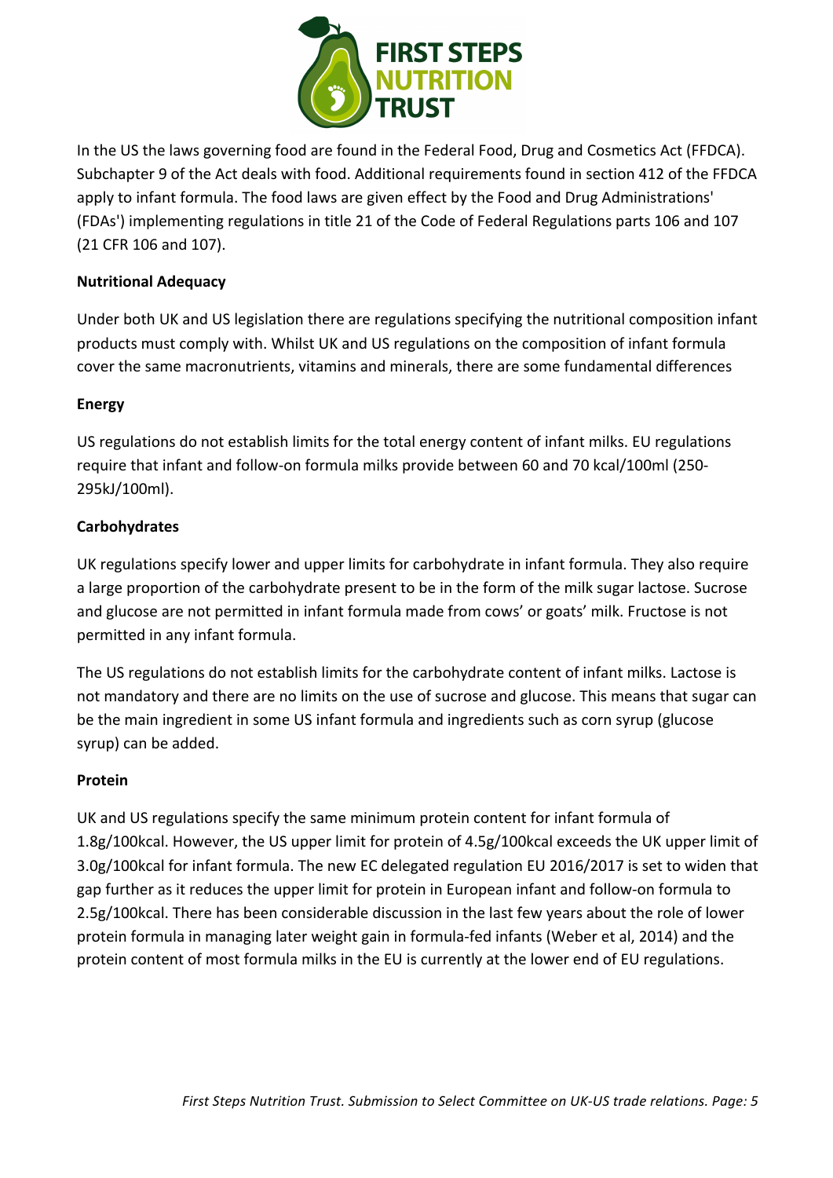In the US the laws governing food are found in the Federal Food, Drug and Cosmetics Act (FFDCA). Subchapter 9 of the Act deals with food. Additional requirements found in section 412 of the FFDCA apply to infant formula. The food laws are given effect by the Food and Drug Administrations' (FDAs') implementing regulations in title 21 of the Code of Federal Regulations parts 106 and 107 (21 CFR 106 and 107).

**Nutritional Adequacy**

Under both UK and US legislation there are regulations specifying the nutritional composition infant products must comply with. Whilst UK and US regulations on the composition of infant formula cover the same macronutrients, vitamins and minerals, there are some fundamental differences

**Energy**

US regulations do not establish limits for the total energy content of infant milks. EU regulations require that infant and follow-on formula milks provide between 60 and 70 kcal/100ml (250-295kJ/100ml).

**Carbohydrates**

UK regulations specify lower and upper limits for carbohydrate in infant formula. They also require a large proportion of the carbohydrate present to be in the form of the milk sugar lactose. Sucrose and glucose are not permitted in infant formula made from cows' or goats' milk. Fructose is not permitted in any infant formula.

The US regulations do not establish limits for the carbohydrate content of infant milks. Lactose is not mandatory and there are no limits on the use of sucrose and glucose. This means that sugar can be the main ingredient in some US infant formula and ingredients such as corn syrup (glucose syrup) can be added.

**Protein**

UK and US regulations specify the same minimum protein content for infant formula of 1.8g/100kcal. However, the US upper limit for protein of 4.5g/100kcal exceeds the UK upper limit of 3.0g/100kcal for infant formula. The new EC delegated regulation EU 2016/2017 is set to widen that gap further as it reduces the upper limit for protein in European infant and follow-on formula to 2.5g/100kcal. There has been considerable discussion in the last few years about the role of lower protein formula in managing later weight gain in formula-fed infants (Weber et al, 2014) and the protein content of most formula milks in the EU is currently at the lower end of EU regulations.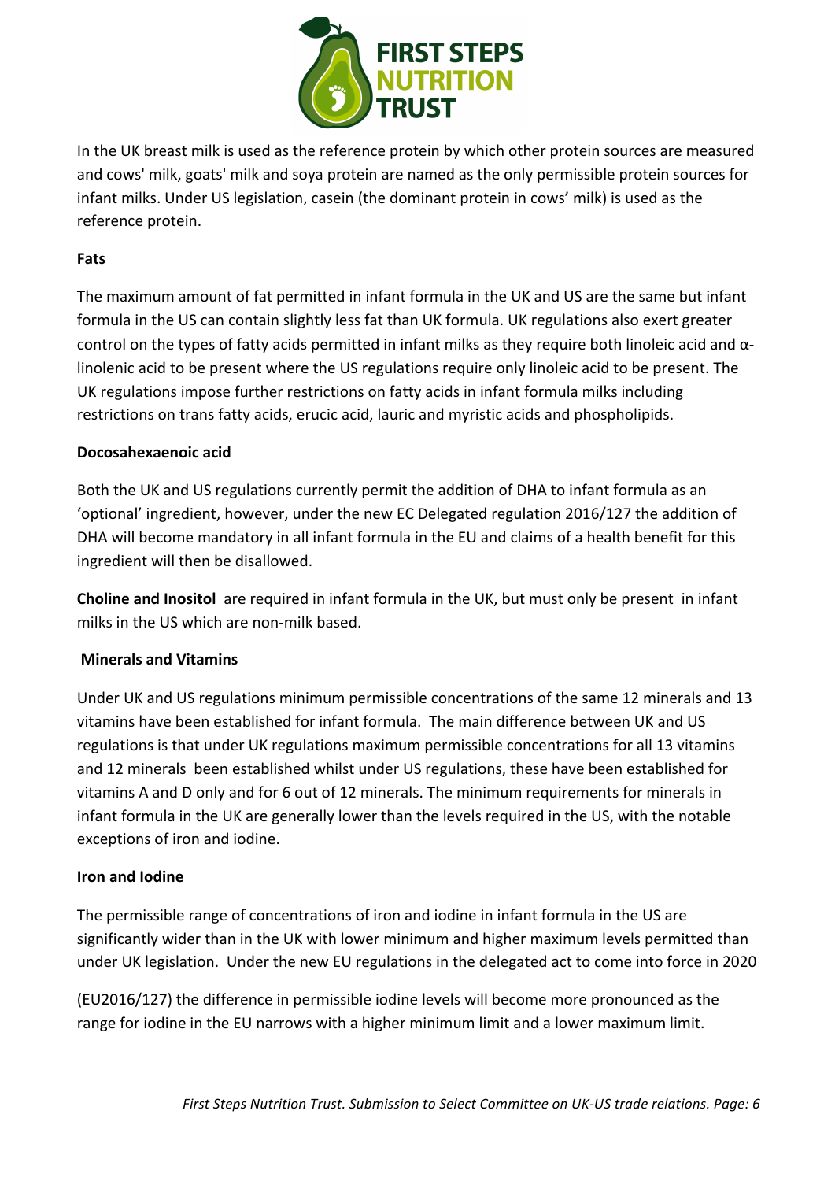In the UK breast milk is used as the reference protein by which other protein sources are measured and cows' milk, goats' milk and soya protein are named as the only permissible protein sources for infant milks. Under US legislation, casein (the dominant protein in cows' milk) is used as the reference protein.

**Fats**

The maximum amount of fat permitted in infant formula in the UK and US are the same but infant formula in the US can contain slightly less fat than UK formula. UK regulations also exert greater control on the types of fatty acids permitted in infant milks as they require both linoleic acid and α-linolenic acid to be present where the US regulations require only linoleic acid to be present. The UK regulations impose further restrictions on fatty acids in infant formula milks including restrictions on trans fatty acids, erucic acid, lauric and myristic acids and phospholipids.

**Docosahexaenoic acid**

Both the UK and US regulations currently permit the addition of DHA to infant formula as an 'optional' ingredient, however, under the new EC Delegated regulation 2016/127 the addition of DHA will become mandatory in all infant formula in the EU and claims of a health benefit for this ingredient will then be disallowed.

**Choline and Inositol** are required in infant formula in the UK, but must only be present in infant milks in the US which are non-milk based.

**Minerals and Vitamins**

Under UK and US regulations minimum permissible concentrations of the same 12 minerals and 13 vitamins have been established for infant formula. The main difference between UK and US regulations is that under UK regulations maximum permissible concentrations for all 13 vitamins and 12 minerals been established whilst under US regulations, these have been established for vitamins A and D only and for 6 out of 12 minerals. The minimum requirements for minerals in infant formula in the UK are generally lower than the levels required in the US, with the notable exceptions of iron and iodine.

**Iron and Iodine**

The permissible range of concentrations of iron and iodine in infant formula in the US are significantly wider than in the UK with lower minimum and higher maximum levels permitted than under UK legislation. Under the new EU regulations in the delegated act to come into force in 2020 (EU2016/127) the difference in permissible iodine levels will become more pronounced as the range for iodine in the EU narrows with a higher minimum limit and a lower maximum limit.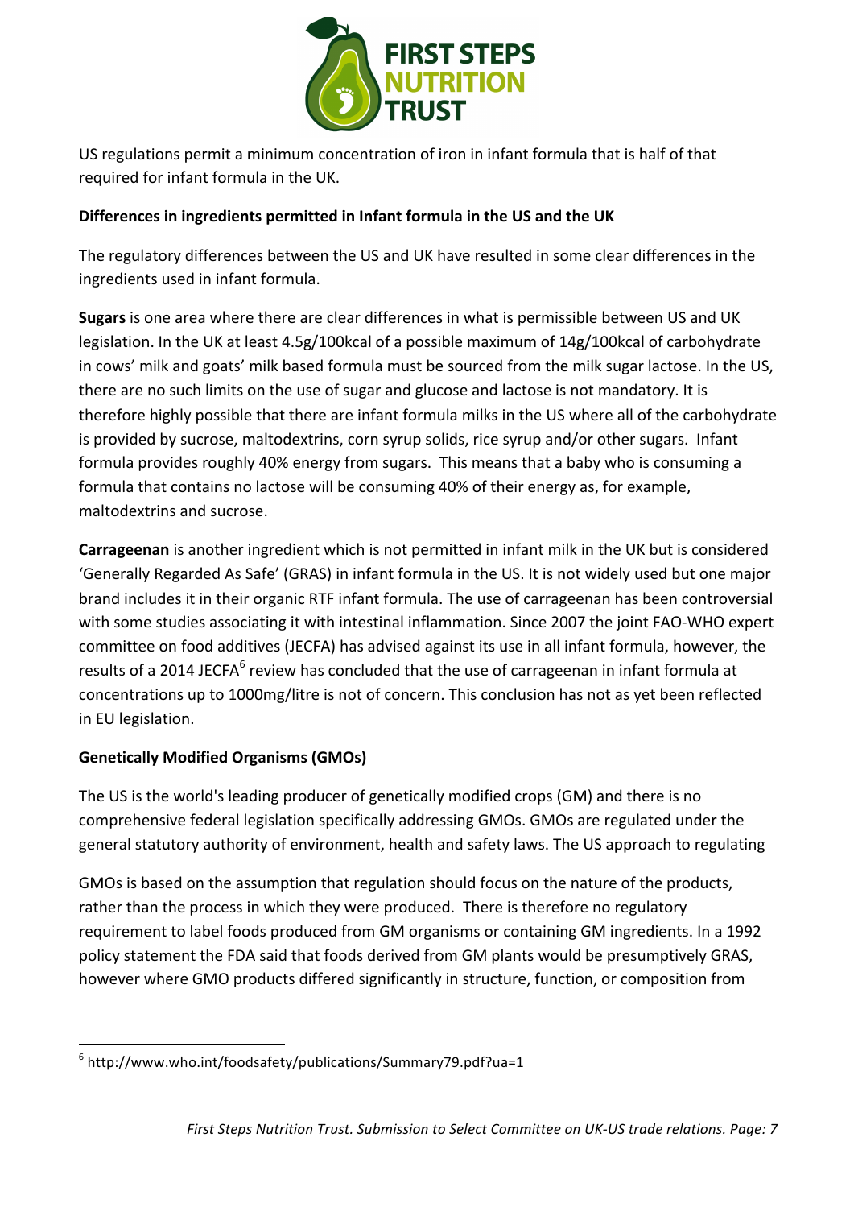US regulations permit a minimum concentration of iron in infant formula that is half of that required for infant formula in the UK.

**Differences in ingredients permitted in Infant formula in the US and the UK**

The regulatory differences between the US and UK have resulted in some clear differences in the ingredients used in infant formula.

**Sugars** is one area where there are clear differences in what is permissible between US and UK legislation. In the UK at least 4.5g/100kcal of a possible maximum of 14g/100kcal of carbohydrate in cows' milk and goats' milk based formula must be sourced from the milk sugar lactose. In the US, there are no such limits on the use of sugar and glucose and lactose is not mandatory. It is therefore highly possible that there are infant formula milks in the US where all of the carbohydrate is provided by sucrose, maltodextrins, corn syrup solids, rice syrup and/or other sugars. Infant formula provides roughly 40% energy from sugars. This means that a baby who is consuming a formula that contains no lactose will be consuming 40% of their energy as, for example, maltodextrins and sucrose.

**Carrageenan** is another ingredient which is not permitted in infant milk in the UK but is considered 'Generally Regarded As Safe' (GRAS) in infant formula in the US. It is not widely used but one major brand includes it in their organic RTF infant formula. The use of carrageenan has been controversial with some studies associating it with intestinal inflammation. Since 2007 the joint FAO-WHO expert committee on food additives (JECFA) has advised against its use in all infant formula, however, the results of a 2014 JECFA[6] review has concluded that the use of carrageenan in infant formula at concentrations up to 1000mg/litre is not of concern. This conclusion has not as yet been reflected in EU legislation.

**Genetically Modified Organisms (GMOs)**

The US is the world's leading producer of genetically modified crops (GM) and there is no comprehensive federal legislation specifically addressing GMOs. GMOs are regulated under the general statutory authority of environment, health and safety laws. The US approach to regulating GMOs is based on the assumption that regulation should focus on the nature of the products, rather than the process in which they were produced. There is therefore no regulatory requirement to label foods produced from GM organisms or containing GM ingredients. In a 1992 policy statement the FDA said that foods derived from GM plants would be presumptively GRAS, however where GMO products differed significantly in structure, function, or composition from

---

[6] http://www.who.int/foodsafety/publications/Summary79.pdf?ua=1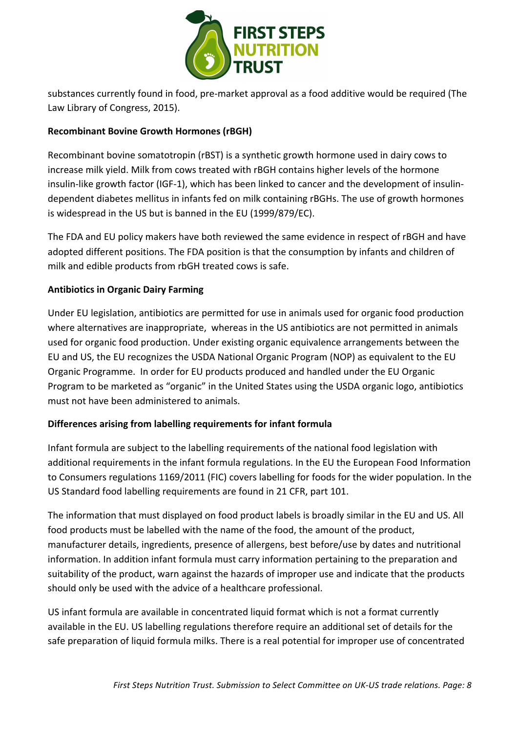substances currently found in food, pre-market approval as a food additive would be required (The Law Library of Congress, 2015).

**Recombinant Bovine Growth Hormones (rBGH)**

Recombinant bovine somatotropin (rBST) is a synthetic growth hormone used in dairy cows to increase milk yield. Milk from cows treated with rBGH contains higher levels of the hormone insulin-like growth factor (IGF-1), which has been linked to cancer and the development of insulin-dependent diabetes mellitus in infants fed on milk containing rBGHs. The use of growth hormones is widespread in the US but is banned in the EU (1999/879/EC).

The FDA and EU policy makers have both reviewed the same evidence in respect of rBGH and have adopted different positions. The FDA position is that the consumption by infants and children of milk and edible products from rbGH treated cows is safe.

**Antibiotics in Organic Dairy Farming**

Under EU legislation, antibiotics are permitted for use in animals used for organic food production where alternatives are inappropriate, whereas in the US antibiotics are not permitted in animals used for organic food production. Under existing organic equivalence arrangements between the EU and US, the EU recognizes the USDA National Organic Program (NOP) as equivalent to the EU Organic Programme. In order for EU products produced and handled under the EU Organic Program to be marketed as "organic" in the United States using the USDA organic logo, antibiotics must not have been administered to animals.

**Differences arising from labelling requirements for infant formula**

Infant formula are subject to the labelling requirements of the national food legislation with additional requirements in the infant formula regulations. In the EU the European Food Information to Consumers regulations 1169/2011 (FIC) covers labelling for foods for the wider population. In the US Standard food labelling requirements are found in 21 CFR, part 101.

The information that must displayed on food product labels is broadly similar in the EU and US. All food products must be labelled with the name of the food, the amount of the product, manufacturer details, ingredients, presence of allergens, best before/use by dates and nutritional information. In addition infant formula must carry information pertaining to the preparation and suitability of the product, warn against the hazards of improper use and indicate that the products should only be used with the advice of a healthcare professional.

US infant formula are available in concentrated liquid format which is not a format currently available in the EU. US labelling regulations therefore require an additional set of details for the safe preparation of liquid formula milks. There is a real potential for improper use of concentrated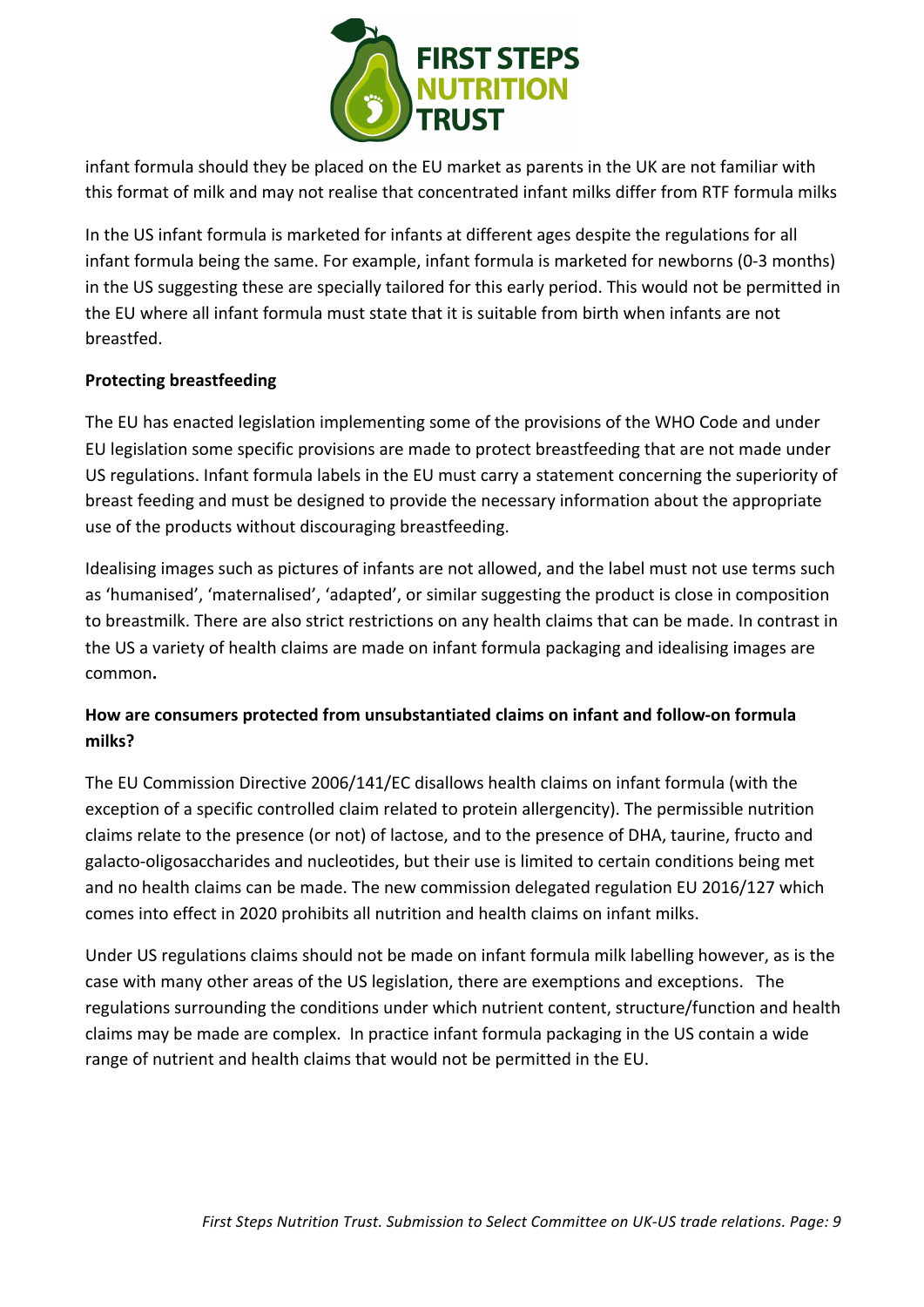infant formula should they be placed on the EU market as parents in the UK are not familiar with this format of milk and may not realise that concentrated infant milks differ from RTF formula milks

In the US infant formula is marketed for infants at different ages despite the regulations for all infant formula being the same. For example, infant formula is marketed for newborns (0-3 months) in the US suggesting these are specially tailored for this early period. This would not be permitted in the EU where all infant formula must state that it is suitable from birth when infants are not breastfed.

**Protecting breastfeeding**

The EU has enacted legislation implementing some of the provisions of the WHO Code and under EU legislation some specific provisions are made to protect breastfeeding that are not made under US regulations. Infant formula labels in the EU must carry a statement concerning the superiority of breast feeding and must be designed to provide the necessary information about the appropriate use of the products without discouraging breastfeeding.

Idealising images such as pictures of infants are not allowed, and the label must not use terms such as 'humanised', 'maternalised', 'adapted', or similar suggesting the product is close in composition to breastmilk. There are also strict restrictions on any health claims that can be made. In contrast in the US a variety of health claims are made on infant formula packaging and idealising images are common.

**How are consumers protected from unsubstantiated claims on infant and follow-on formula milks?**

The EU Commission Directive 2006/141/EC disallows health claims on infant formula (with the exception of a specific controlled claim related to protein allergencity). The permissible nutrition claims relate to the presence (or not) of lactose, and to the presence of DHA, taurine, fructo and galacto-oligosaccharides and nucleotides, but their use is limited to certain conditions being met and no health claims can be made. The new commission delegated regulation EU 2016/127 which comes into effect in 2020 prohibits all nutrition and health claims on infant milks.

Under US regulations claims should not be made on infant formula milk labelling however, as is the case with many other areas of the US legislation, there are exemptions and exceptions. The regulations surrounding the conditions under which nutrient content, structure/function and health claims may be made are complex. In practice infant formula packaging in the US contain a wide range of nutrient and health claims that would not be permitted in the EU.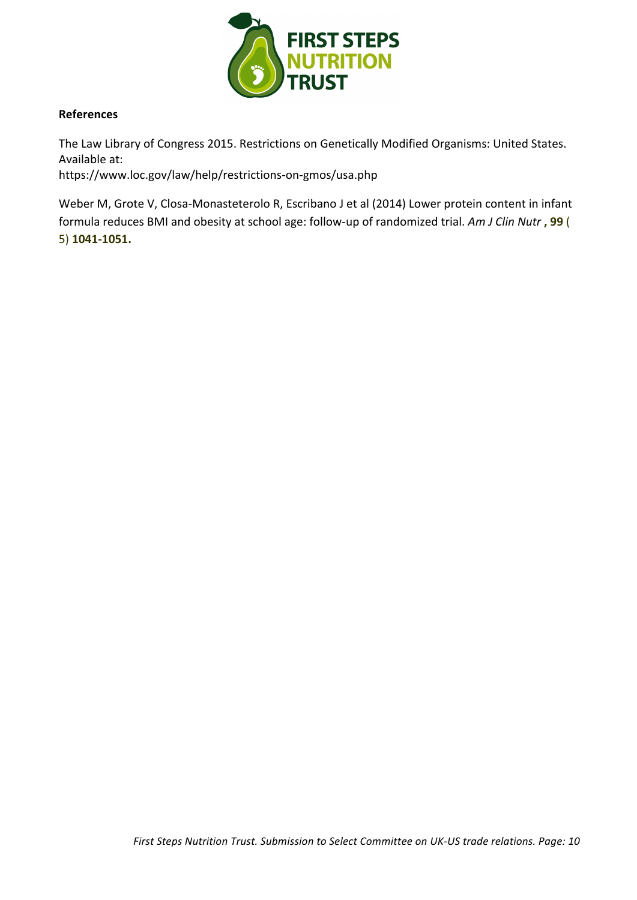**References**

The Law Library of Congress 2015. Restrictions on Genetically Modified Organisms: United States. Available at:
https://www.loc.gov/law/help/restrictions-on-gmos/usa.php

Weber M, Grote V, Closa-Monasteterolo R, Escribano J et al (2014) Lower protein content in infant formula reduces BMI and obesity at school age: follow-up of randomized trial. *Am J Clin Nutr* **, 99** ( 5) **1041-1051.**